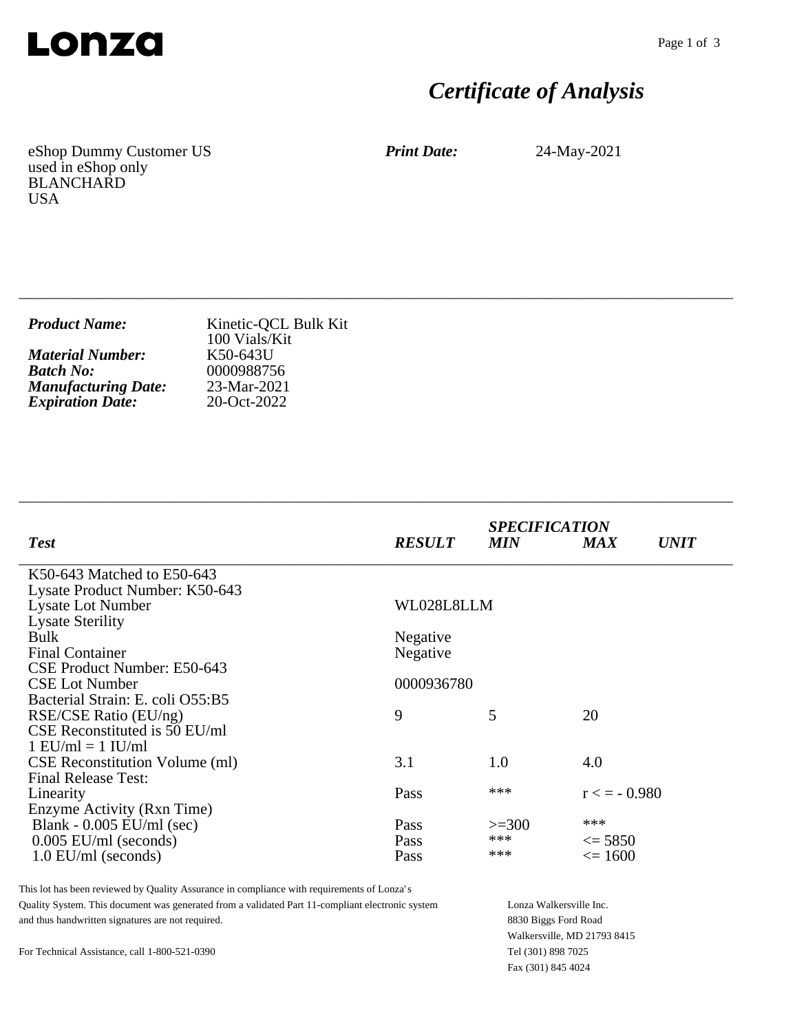Lonza

# Certificate of Analysis

eShop Dummy Customer US
used in eShop only
BLANCHARD
USA

***Print Date:*** 24-May-2021

---

***Product Name:*** Kinetic-QCL Bulk Kit
100 Vials/Kit
***Material Number:*** K50-643U
***Batch No:*** 0000988756
***Manufacturing Date:*** 23-Mar-2021
***Expiration Date:*** 20-Oct-2022

---

| *Test* | *RESULT* | *SPECIFICATION MIN* | *MAX* | *UNIT* |
|---|---|---|---|---|
| K50-643 Matched to E50-643 | | | | |
| Lysate Product Number: K50-643 | | | | |
| Lysate Lot Number | WL028L8LLM | | | |
| Lysate Sterility | | | | |
| Bulk | Negative | | | |
| Final Container | Negative | | | |
| CSE Product Number: E50-643 | | | | |
| CSE Lot Number | 0000936780 | | | |
| Bacterial Strain: E. coli O55:B5 | | | | |
| RSE/CSE Ratio (EU/ng) | 9 | 5 | 20 | |
| CSE Reconstituted is 50 EU/ml | | | | |
| 1 EU/ml = 1 IU/ml | | | | |
| CSE Reconstitution Volume (ml) | 3.1 | 1.0 | 4.0 | |
| Final Release Test: | | | | |
| Linearity | Pass | *** | r < = - 0.980 | |
| Enzyme Activity (Rxn Time) | | | | |
| Blank - 0.005 EU/ml (sec) | Pass | >=300 | *** | |
| 0.005 EU/ml (seconds) | Pass | *** | <= 5850 | |
| 1.0 EU/ml (seconds) | Pass | *** | <= 1600 | |

This lot has been reviewed by Quality Assurance in compliance with requirements of Lonza's Quality System. This document was generated from a validated Part 11-compliant electronic system and thus handwritten signatures are not required.

For Technical Assistance, call 1-800-521-0390

Lonza Walkersville Inc.
8830 Biggs Ford Road
Walkersville, MD 21793 8415
Tel (301) 898 7025
Fax (301) 845 4024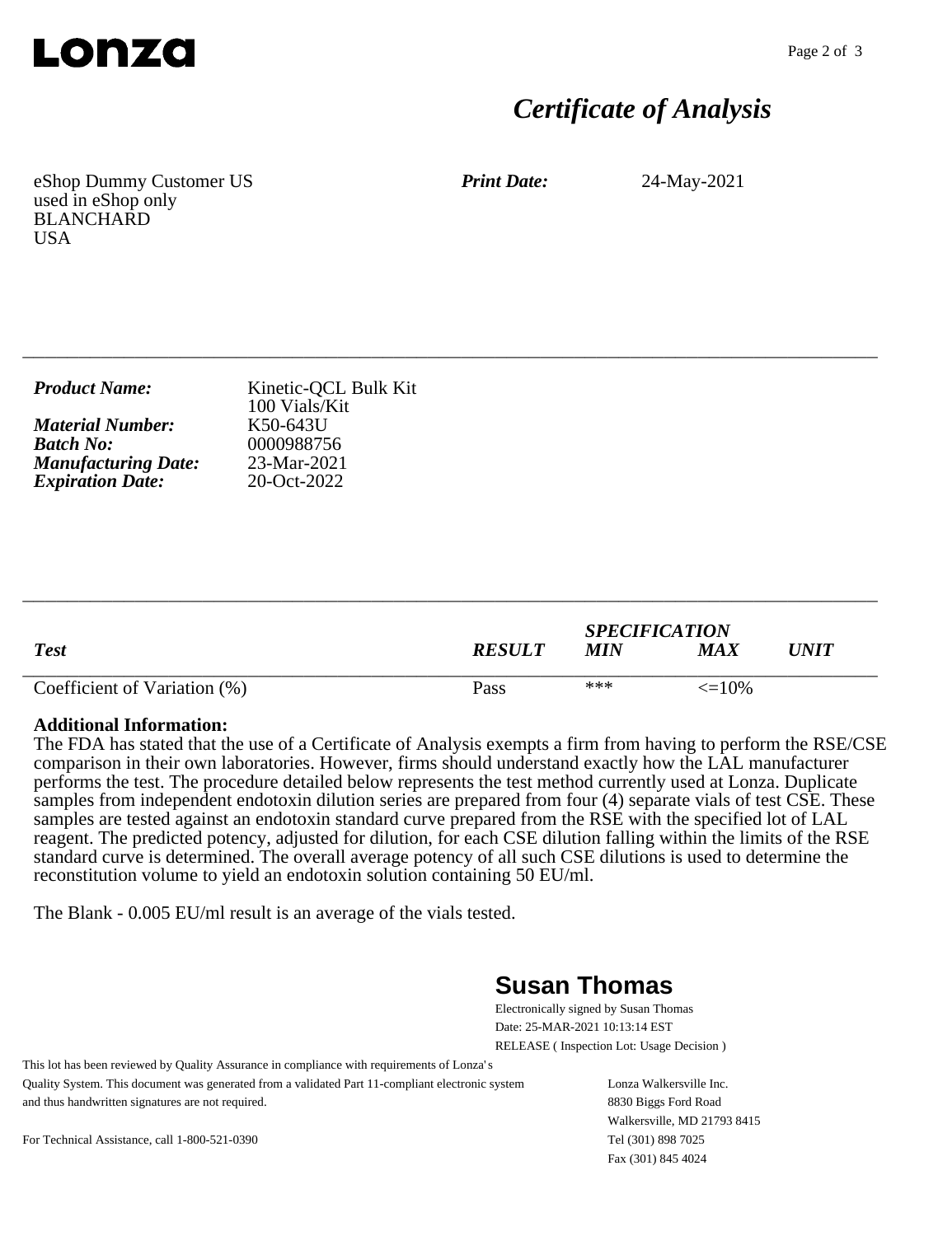Lonza

# Certificate of Analysis

eShop Dummy Customer US
used in eShop only
BLANCHARD
USA

***Print Date:*** 24-May-2021

---

***Product Name:*** Kinetic-QCL Bulk Kit
100 Vials/Kit
***Material Number:*** K50-643U
***Batch No:*** 0000988756
***Manufacturing Date:*** 23-Mar-2021
***Expiration Date:*** 20-Oct-2022

---

| *Test* | *RESULT* | *SPECIFICATION MIN* | *MAX* | *UNIT* |
|---|---|---|---|---|
| Coefficient of Variation (%) | Pass | *** | <=10% | |

**Additional Information:**
The FDA has stated that the use of a Certificate of Analysis exempts a firm from having to perform the RSE/CSE comparison in their own laboratories. However, firms should understand exactly how the LAL manufacturer performs the test. The procedure detailed below represents the test method currently used at Lonza. Duplicate samples from independent endotoxin dilution series are prepared from four (4) separate vials of test CSE. These samples are tested against an endotoxin standard curve prepared from the RSE with the specified lot of LAL reagent. The predicted potency, adjusted for dilution, for each CSE dilution falling within the limits of the RSE standard curve is determined. The overall average potency of all such CSE dilutions is used to determine the reconstitution volume to yield an endotoxin solution containing 50 EU/ml.

The Blank - 0.005 EU/ml result is an average of the vials tested.

**Susan Thomas**
Electronically signed by Susan Thomas
Date: 25-MAR-2021 10:13:14 EST
RELEASE ( Inspection Lot: Usage Decision )

This lot has been reviewed by Quality Assurance in compliance with requirements of Lonza's Quality System. This document was generated from a validated Part 11-compliant electronic system and thus handwritten signatures are not required.

For Technical Assistance, call 1-800-521-0390

Lonza Walkersville Inc.
8830 Biggs Ford Road
Walkersville, MD 21793 8415
Tel (301) 898 7025
Fax (301) 845 4024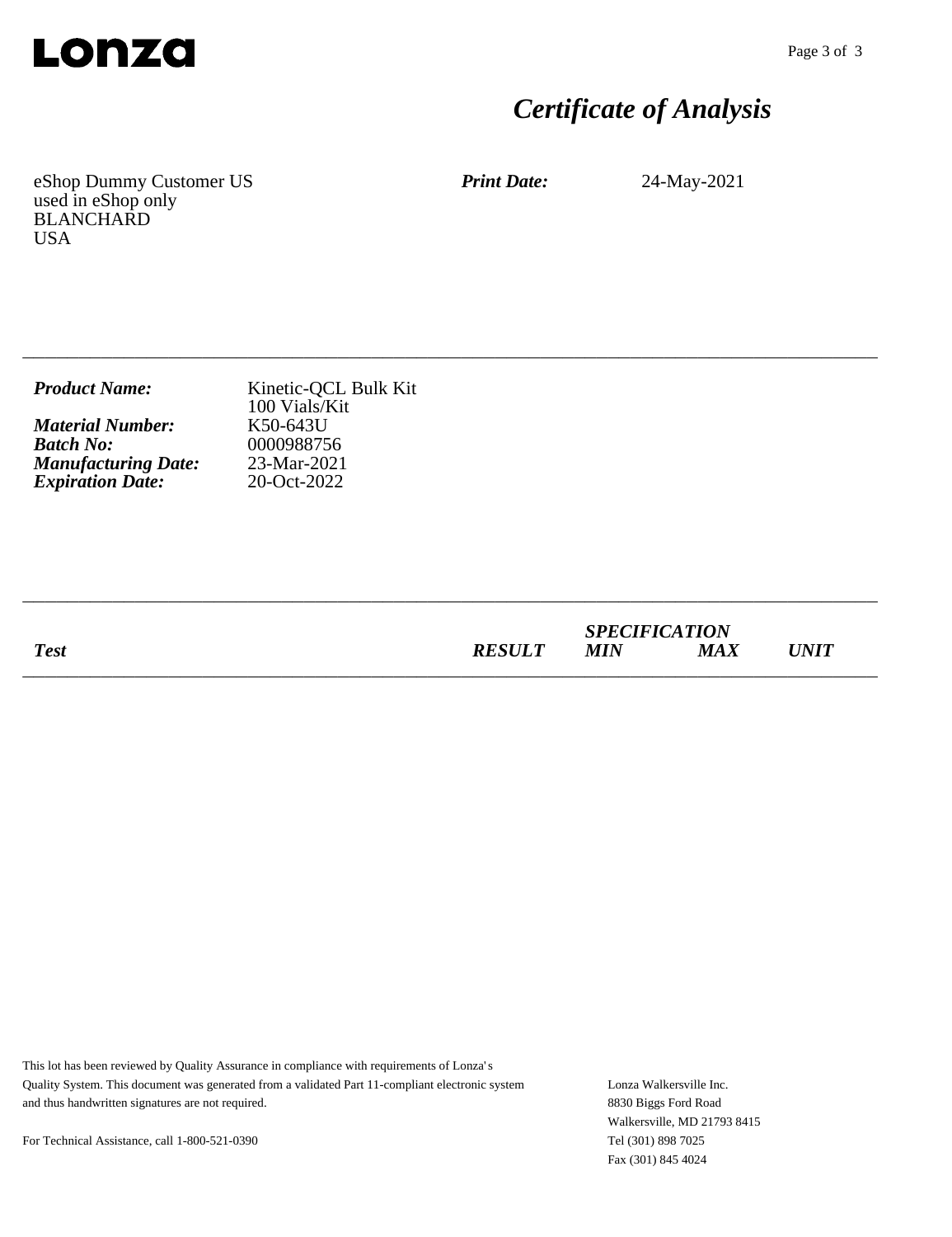# Certificate of Analysis

eShop Dummy Customer US
used in eShop only
BLANCHARD
USA

***Print Date:*** 24-May-2021

---

| | |
|---|---|
| ***Product Name:*** | Kinetic-QCL Bulk Kit<br>100 Vials/Kit |
| ***Material Number:*** | K50-643U |
| ***Batch No:*** | 0000988756 |
| ***Manufacturing Date:*** | 23-Mar-2021 |
| ***Expiration Date:*** | 20-Oct-2022 |

---

| ***Test*** | ***RESULT*** | ***SPECIFICATION*** ***MIN*** | ***MAX*** | ***UNIT*** |
|---|---|---|---|---|

---

This lot has been reviewed by Quality Assurance in compliance with requirements of Lonza's Quality System. This document was generated from a validated Part 11-compliant electronic system and thus handwritten signatures are not required.

For Technical Assistance, call 1-800-521-0390

Lonza Walkersville Inc.
8830 Biggs Ford Road
Walkersville, MD 21793 8415
Tel (301) 898 7025
Fax (301) 845 4024